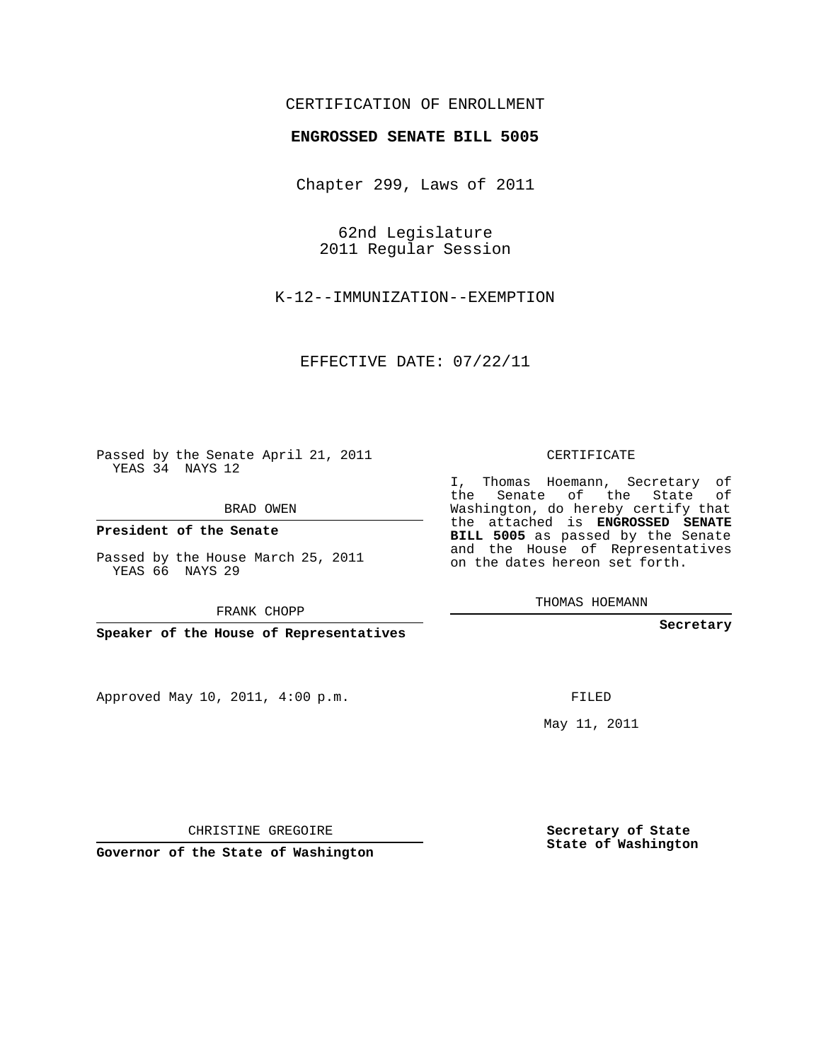CERTIFICATION OF ENROLLMENT

**ENGROSSED SENATE BILL 5005**

Chapter 299, Laws of 2011

62nd Legislature
2011 Regular Session

K-12--IMMUNIZATION--EXEMPTION

EFFECTIVE DATE: 07/22/11

Passed by the Senate April 21, 2011
YEAS 34 NAYS 12

BRAD OWEN

**President of the Senate**

Passed by the House March 25, 2011
YEAS 66 NAYS 29

FRANK CHOPP

**Speaker of the House of Representatives**

Approved May 10, 2011, 4:00 p.m.

CHRISTINE GREGOIRE

**Governor of the State of Washington**

CERTIFICATE

I, Thomas Hoemann, Secretary of the Senate of the State of Washington, do hereby certify that the attached is **ENGROSSED SENATE BILL 5005** as passed by the Senate and the House of Representatives on the dates hereon set forth.

THOMAS HOEMANN

**Secretary**

FILED

May 11, 2011

**Secretary of State**
**State of Washington**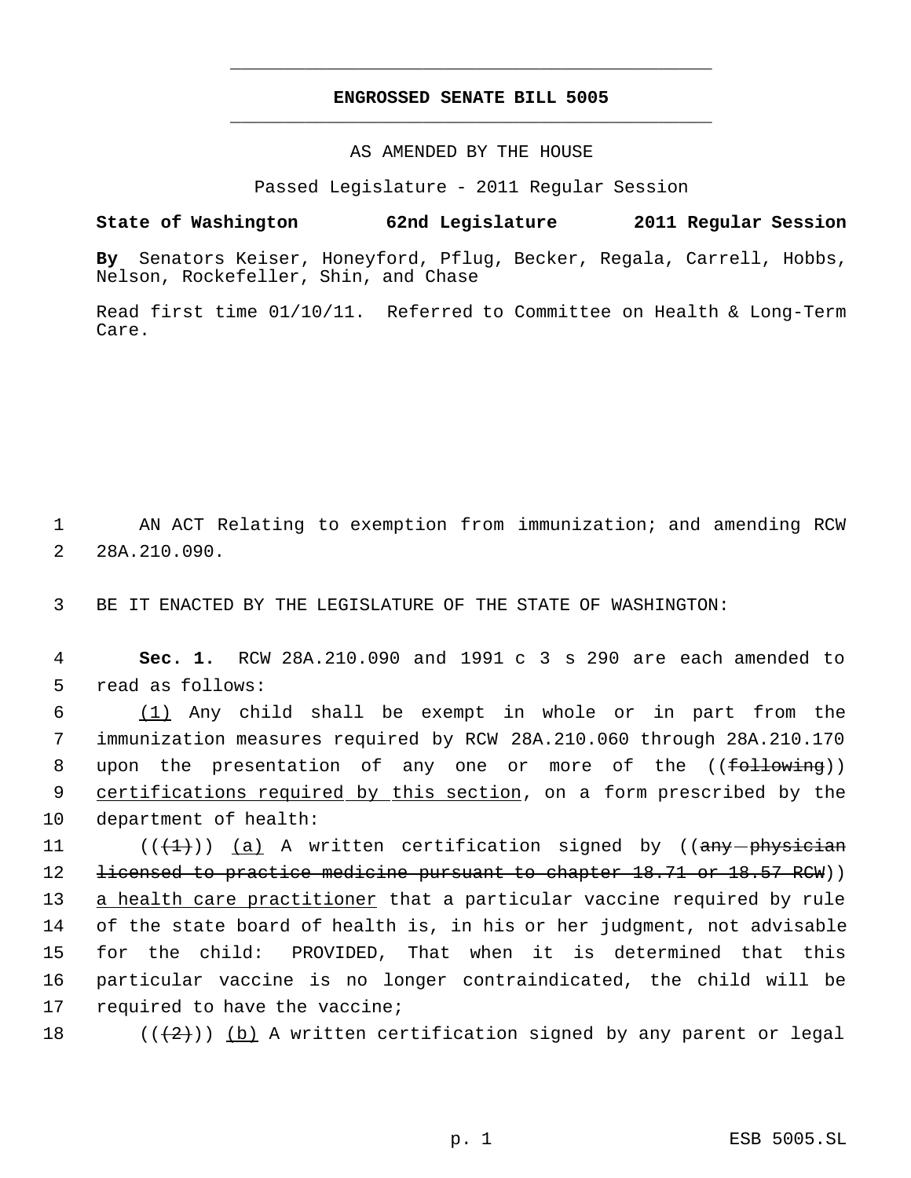# ENGROSSED SENATE BILL 5005

AS AMENDED BY THE HOUSE

Passed Legislature - 2011 Regular Session

**State of Washington 62nd Legislature 2011 Regular Session**

**By** Senators Keiser, Honeyford, Pflug, Becker, Regala, Carrell, Hobbs, Nelson, Rockefeller, Shin, and Chase

Read first time 01/10/11. Referred to Committee on Health & Long-Term Care.

1 AN ACT Relating to exemption from immunization; and amending RCW
2 28A.210.090.

3 BE IT ENACTED BY THE LEGISLATURE OF THE STATE OF WASHINGTON:

4 **Sec. 1.** RCW 28A.210.090 and 1991 c 3 s 290 are each amended to
5 read as follows:

6 (1) Any child shall be exempt in whole or in part from the
7 immunization measures required by RCW 28A.210.060 through 28A.210.170
8 upon the presentation of any one or more of the ((~~following~~))
9 certifications required by this section, on a form prescribed by the
10 department of health:

11 ((~~(1)~~)) (a) A written certification signed by ((~~any physician~~
12 ~~licensed to practice medicine pursuant to chapter 18.71 or 18.57 RCW~~))
13 a health care practitioner that a particular vaccine required by rule
14 of the state board of health is, in his or her judgment, not advisable
15 for the child: PROVIDED, That when it is determined that this
16 particular vaccine is no longer contraindicated, the child will be
17 required to have the vaccine;

18 ((~~(2)~~)) (b) A written certification signed by any parent or legal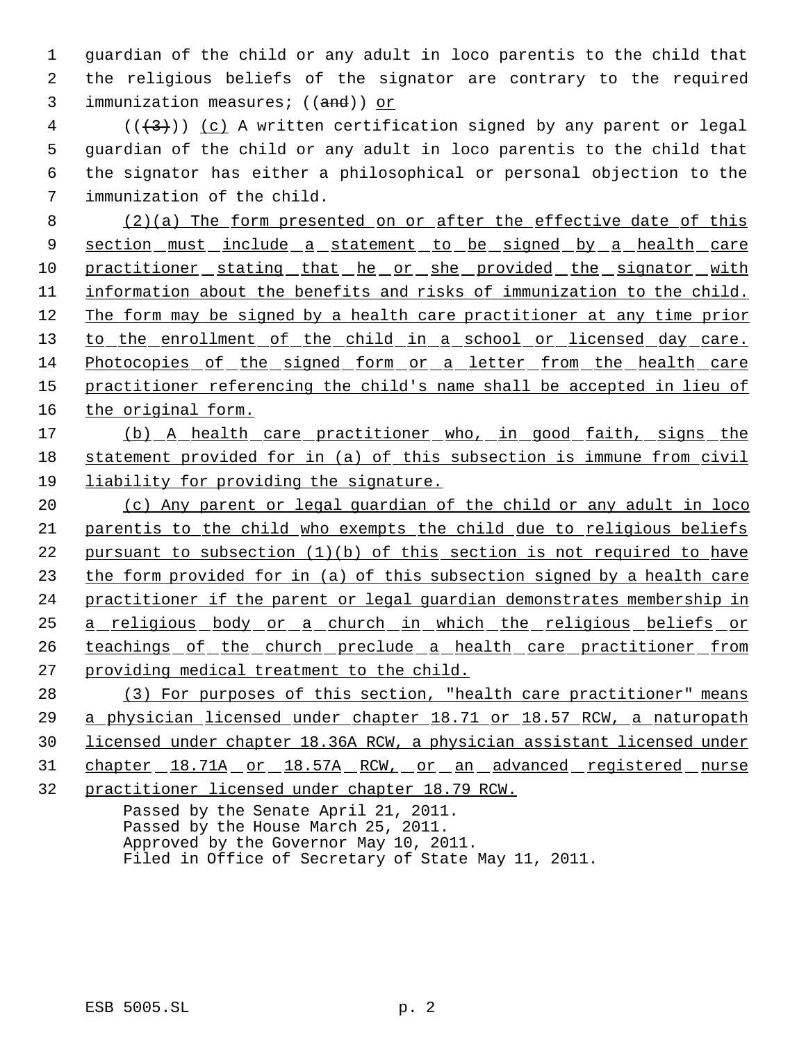guardian of the child or any adult in loco parentis to the child that the religious beliefs of the signator are contrary to the required immunization measures; ((~~and~~)) <u>or</u>

((~~(3)~~)) <u>(c)</u> A written certification signed by any parent or legal guardian of the child or any adult in loco parentis to the child that the signator has either a philosophical or personal objection to the immunization of the child.

<u>(2)(a) The form presented on or after the effective date of this section must include a statement to be signed by a health care practitioner stating that he or she provided the signator with information about the benefits and risks of immunization to the child. The form may be signed by a health care practitioner at any time prior to the enrollment of the child in a school or licensed day care. Photocopies of the signed form or a letter from the health care practitioner referencing the child's name shall be accepted in lieu of the original form.</u>

<u>(b) A health care practitioner who, in good faith, signs the statement provided for in (a) of this subsection is immune from civil liability for providing the signature.</u>

<u>(c) Any parent or legal guardian of the child or any adult in loco parentis to the child who exempts the child due to religious beliefs pursuant to subsection (1)(b) of this section is not required to have the form provided for in (a) of this subsection signed by a health care practitioner if the parent or legal guardian demonstrates membership in a religious body or a church in which the religious beliefs or teachings of the church preclude a health care practitioner from providing medical treatment to the child.</u>

<u>(3) For purposes of this section, "health care practitioner" means a physician licensed under chapter 18.71 or 18.57 RCW, a naturopath licensed under chapter 18.36A RCW, a physician assistant licensed under chapter 18.71A or 18.57A RCW, or an advanced registered nurse practitioner licensed under chapter 18.79 RCW.</u>

Passed by the Senate April 21, 2011.
Passed by the House March 25, 2011.
Approved by the Governor May 10, 2011.
Filed in Office of Secretary of State May 11, 2011.